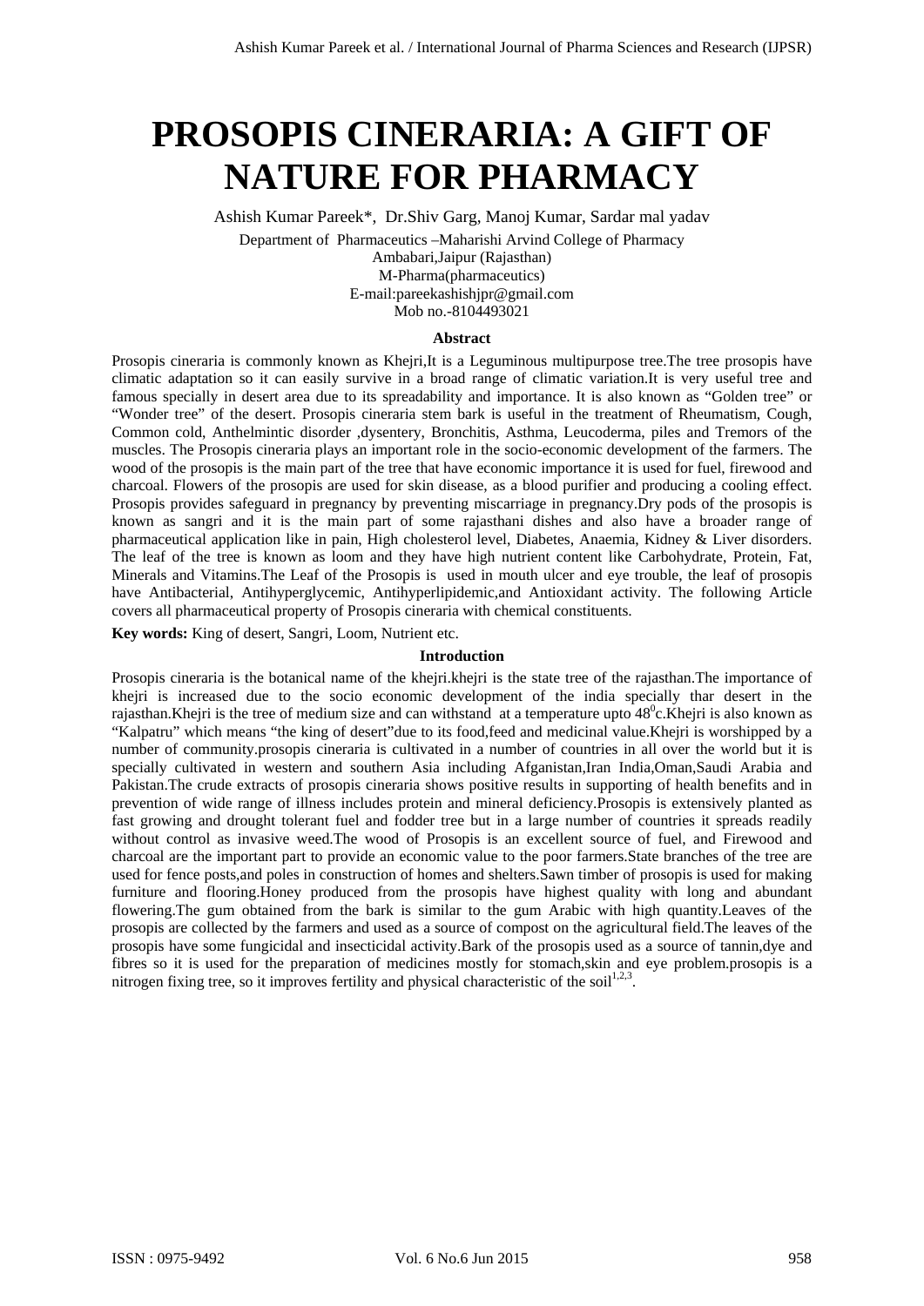# PROSOPIS CINERARIA: A GIFT OF NATURE FOR PHARMACY

Ashish Kumar Pareek*, Dr.Shiv Garg, Manoj Kumar, Sardar mal yadav

Department of Pharmaceutics –Maharishi Arvind College of Pharmacy
Ambabari,Jaipur (Rajasthan)
M-Pharma(pharmaceutics)
E-mail:pareekashishjpr@gmail.com
Mob no.-8104493021

### Abstract

Prosopis cineraria is commonly known as Khejri,It is a Leguminous multipurpose tree.The tree prosopis have climatic adaptation so it can easily survive in a broad range of climatic variation.It is very useful tree and famous specially in desert area due to its spreadability and importance. It is also known as "Golden tree" or "Wonder tree" of the desert. Prosopis cineraria stem bark is useful in the treatment of Rheumatism, Cough, Common cold, Anthelmintic disorder ,dysentery, Bronchitis, Asthma, Leucoderma, piles and Tremors of the muscles. The Prosopis cineraria plays an important role in the socio-economic development of the farmers. The wood of the prosopis is the main part of the tree that have economic importance it is used for fuel, firewood and charcoal. Flowers of the prosopis are used for skin disease, as a blood purifier and producing a cooling effect. Prosopis provides safeguard in pregnancy by preventing miscarriage in pregnancy.Dry pods of the prosopis is known as sangri and it is the main part of some rajasthani dishes and also have a broader range of pharmaceutical application like in pain, High cholesterol level, Diabetes, Anaemia, Kidney & Liver disorders. The leaf of the tree is known as loom and they have high nutrient content like Carbohydrate, Protein, Fat, Minerals and Vitamins.The Leaf of the Prosopis is used in mouth ulcer and eye trouble, the leaf of prosopis have Antibacterial, Antihyperglycemic, Antihyperlipidemic,and Antioxidant activity. The following Article covers all pharmaceutical property of Prosopis cineraria with chemical constituents.

**Key words:** King of desert, Sangri, Loom, Nutrient etc.

### Introduction

Prosopis cineraria is the botanical name of the khejri.khejri is the state tree of the rajasthan.The importance of khejri is increased due to the socio economic development of the india specially thar desert in the rajasthan.Khejri is the tree of medium size and can withstand at a temperature upto $48^0$c.Khejri is also known as "Kalpatru" which means "the king of desert"due to its food,feed and medicinal value.Khejri is worshipped by a number of community.prosopis cineraria is cultivated in a number of countries in all over the world but it is specially cultivated in western and southern Asia including Afganistan,Iran India,Oman,Saudi Arabia and Pakistan.The crude extracts of prosopis cineraria shows positive results in supporting of health benefits and in prevention of wide range of illness includes protein and mineral deficiency.Prosopis is extensively planted as fast growing and drought tolerant fuel and fodder tree but in a large number of countries it spreads readily without control as invasive weed.The wood of Prosopis is an excellent source of fuel, and Firewood and charcoal are the important part to provide an economic value to the poor farmers.State branches of the tree are used for fence posts,and poles in construction of homes and shelters.Sawn timber of prosopis is used for making furniture and flooring.Honey produced from the prosopis have highest quality with long and abundant flowering.The gum obtained from the bark is similar to the gum Arabic with high quantity.Leaves of the prosopis are collected by the farmers and used as a source of compost on the agricultural field.The leaves of the prosopis have some fungicidal and insecticidal activity.Bark of the prosopis used as a source of tannin,dye and fibres so it is used for the preparation of medicines mostly for stomach,skin and eye problem.prosopis is a nitrogen fixing tree, so it improves fertility and physical characteristic of the soil[1,2,3].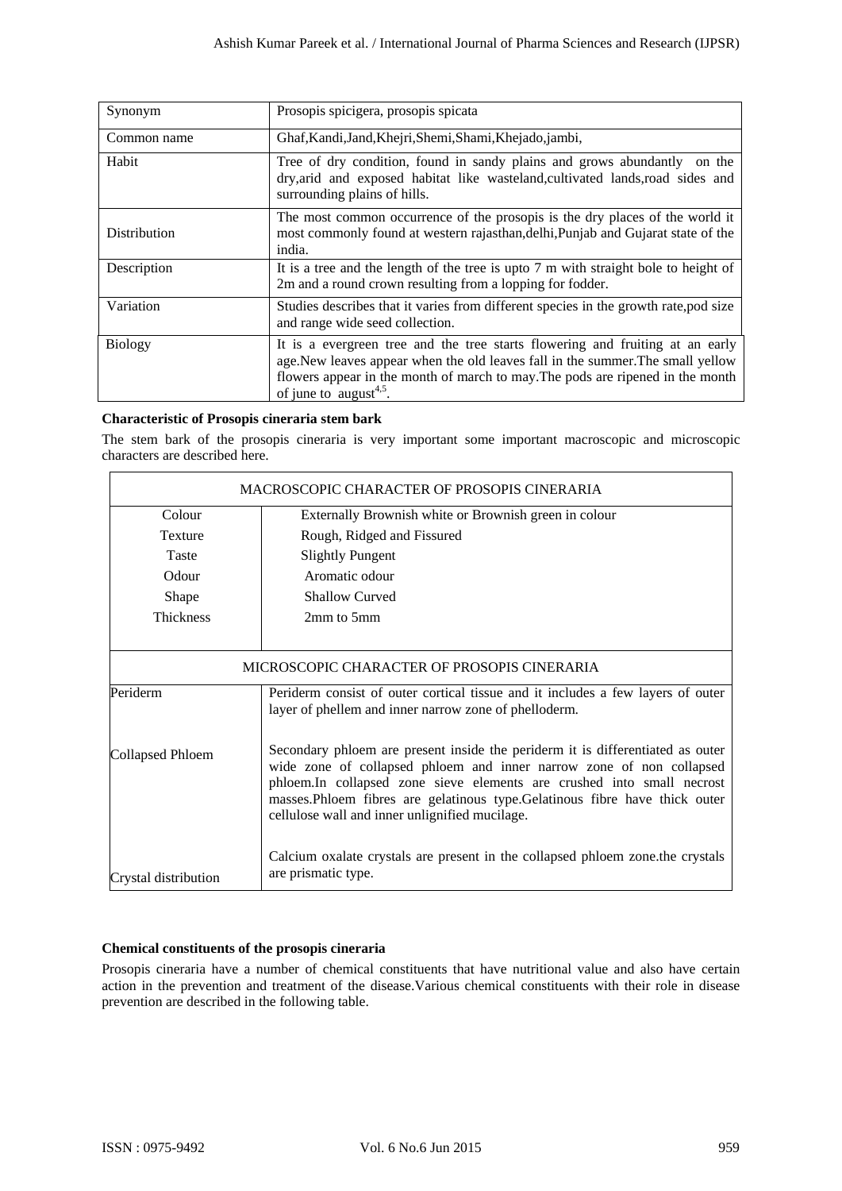| Synonym | Prosopis spicigera, prosopis spicata |
|---|---|
| Common name | Ghaf,Kandi,Jand,Khejri,Shemi,Shami,Khejado,jambi, |
| Habit | Tree of dry condition, found in sandy plains and grows abundantly on the dry,arid and exposed habitat like wasteland,cultivated lands,road sides and surrounding plains of hills. |
| Distribution | The most common occurrence of the prosopis is the dry places of the world it most commonly found at western rajasthan,delhi,Punjab and Gujarat state of the india. |
| Description | It is a tree and the length of the tree is upto 7 m with straight bole to height of 2m and a round crown resulting from a lopping for fodder. |
| Variation | Studies describes that it varies from different species in the growth rate,pod size and range wide seed collection. |
| Biology | It is a evergreen tree and the tree starts flowering and fruiting at an early age.New leaves appear when the old leaves fall in the summer.The small yellow flowers appear in the month of march to may.The pods are ripened in the month of june to august[4,5]. |

**Characteristic of Prosopis cineraria stem bark**

The stem bark of the prosopis cineraria is very important some important macroscopic and microscopic characters are described here.

| MACROSCOPIC CHARACTER OF PROSOPIS CINERARIA | |
|---|---|
| Colour | Externally Brownish white or Brownish green in colour |
| Texture | Rough, Ridged and Fissured |
| Taste | Slightly Pungent |
| Odour | Aromatic odour |
| Shape | Shallow Curved |
| Thickness | 2mm to 5mm |
| **MICROSCOPIC CHARACTER OF PROSOPIS CINERARIA** | |
| Periderm | Periderm consist of outer cortical tissue and it includes a few layers of outer layer of phellem and inner narrow zone of phelloderm. |
| Collapsed Phloem | Secondary phloem are present inside the periderm it is differentiated as outer wide zone of collapsed phloem and inner narrow zone of non collapsed phloem.In collapsed zone sieve elements are crushed into small necrost masses.Phloem fibres are gelatinous type.Gelatinous fibre have thick outer cellulose wall and inner unlignified mucilage. |
| Crystal distribution | Calcium oxalate crystals are present in the collapsed phloem zone.the crystals are prismatic type. |

**Chemical constituents of the prosopis cineraria**

Prosopis cineraria have a number of chemical constituents that have nutritional value and also have certain action in the prevention and treatment of the disease.Various chemical constituents with their role in disease prevention are described in the following table.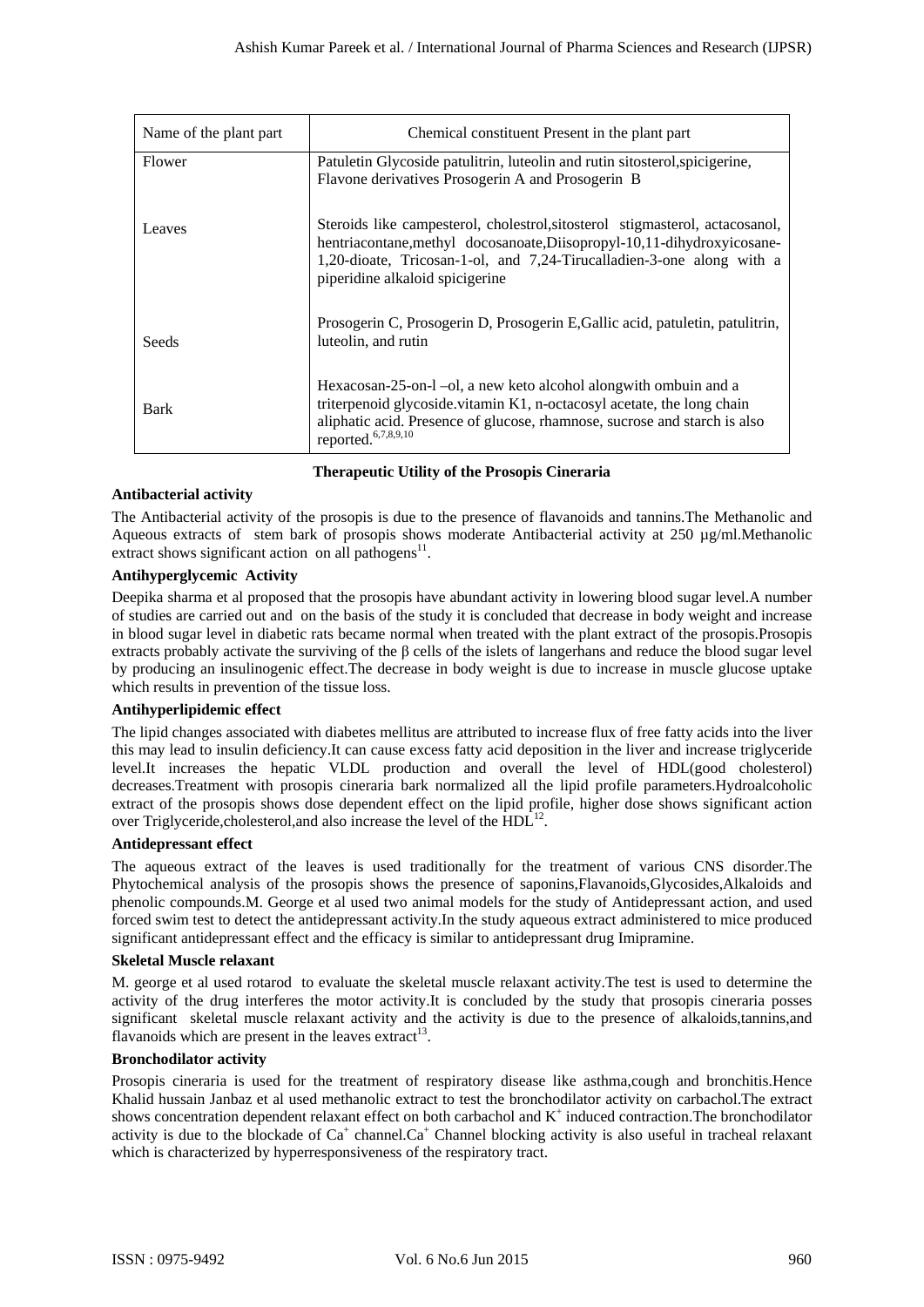| Name of the plant part | Chemical constituent Present in the plant part |
|---|---|
| Flower | Patuletin Glycoside patulitrin, luteolin and rutin sitosterol,spicigerine, Flavone derivatives Prosogerin A and Prosogerin B |
| Leaves | Steroids like campesterol, cholestrol,sitosterol stigmasterol, actacosanol, hentriacontane,methyl docosanoate,Diisopropyl-10,11-dihydroxyicosane-1,20-dioate, Tricosan-1-ol, and 7,24-Tirucalladien-3-one along with a piperidine alkaloid spicigerine |
| Seeds | Prosogerin C, Prosogerin D, Prosogerin E,Gallic acid, patuletin, patulitrin, luteolin, and rutin |
| Bark | Hexacosan-25-on-l –ol, a new keto alcohol alongwith ombuin and a triterpenoid glycoside.vitamin K1, n-octacosyl acetate, the long chain aliphatic acid. Presence of glucose, rhamnose, sucrose and starch is also reported.[6,7,8,9,10] |

**Therapeutic Utility of the Prosopis Cineraria**

**Antibacterial activity**

The Antibacterial activity of the prosopis is due to the presence of flavanoids and tannins.The Methanolic and Aqueous extracts of stem bark of prosopis shows moderate Antibacterial activity at 250 µg/ml.Methanolic extract shows significant action on all pathogens[11].

**Antihyperglycemic Activity**

Deepika sharma et al proposed that the prosopis have abundant activity in lowering blood sugar level.A number of studies are carried out and on the basis of the study it is concluded that decrease in body weight and increase in blood sugar level in diabetic rats became normal when treated with the plant extract of the prosopis.Prosopis extracts probably activate the surviving of the β cells of the islets of langerhans and reduce the blood sugar level by producing an insulinogenic effect.The decrease in body weight is due to increase in muscle glucose uptake which results in prevention of the tissue loss.

**Antihyperlipidemic effect**

The lipid changes associated with diabetes mellitus are attributed to increase flux of free fatty acids into the liver this may lead to insulin deficiency.It can cause excess fatty acid deposition in the liver and increase triglyceride level.It increases the hepatic VLDL production and overall the level of HDL(good cholesterol) decreases.Treatment with prosopis cineraria bark normalized all the lipid profile parameters.Hydroalcoholic extract of the prosopis shows dose dependent effect on the lipid profile, higher dose shows significant action over Triglyceride,cholesterol,and also increase the level of the HDL[12].

**Antidepressant effect**

The aqueous extract of the leaves is used traditionally for the treatment of various CNS disorder.The Phytochemical analysis of the prosopis shows the presence of saponins,Flavanoids,Glycosides,Alkaloids and phenolic compounds.M. George et al used two animal models for the study of Antidepressant action, and used forced swim test to detect the antidepressant activity.In the study aqueous extract administered to mice produced significant antidepressant effect and the efficacy is similar to antidepressant drug Imipramine.

**Skeletal Muscle relaxant**

M. george et al used rotarod to evaluate the skeletal muscle relaxant activity.The test is used to determine the activity of the drug interferes the motor activity.It is concluded by the study that prosopis cineraria posses significant skeletal muscle relaxant activity and the activity is due to the presence of alkaloids,tannins,and flavanoids which are present in the leaves extract[13].

**Bronchodilator activity**

Prosopis cineraria is used for the treatment of respiratory disease like asthma,cough and bronchitis.Hence Khalid hussain Janbaz et al used methanolic extract to test the bronchodilator activity on carbachol.The extract shows concentration dependent relaxant effect on both carbachol and $K^+$ induced contraction.The bronchodilator activity is due to the blockade of $Ca^+$ channel.$Ca^+$ Channel blocking activity is also useful in tracheal relaxant which is characterized by hyperresponsiveness of the respiratory tract.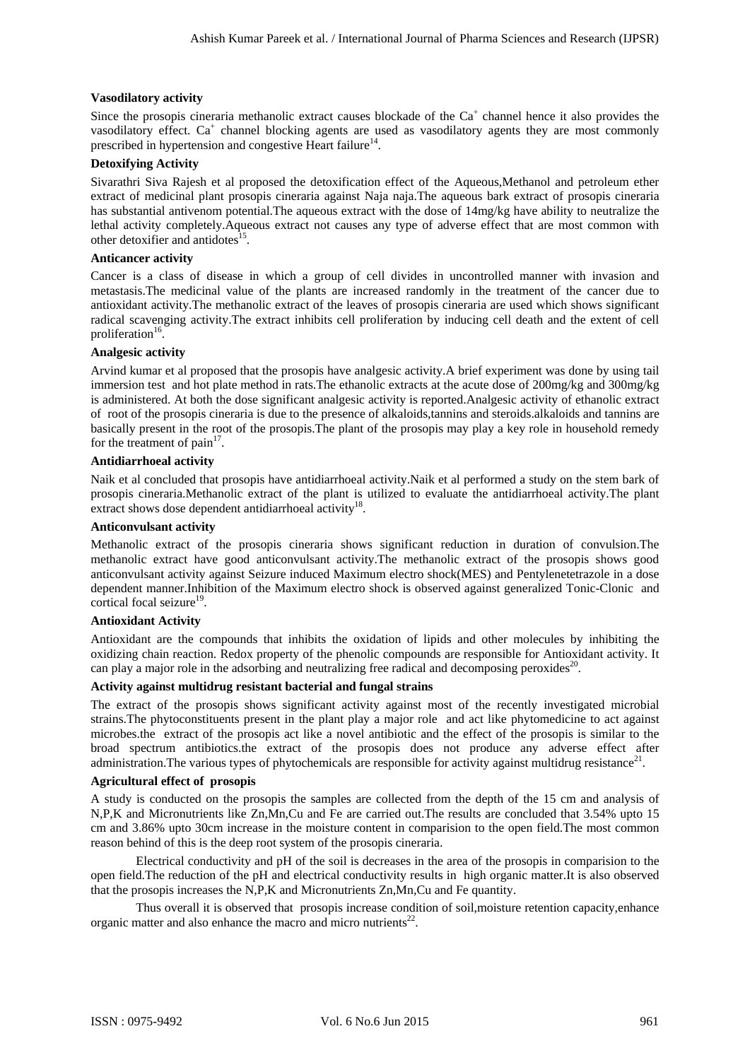### Vasodilatory activity

Since the prosopis cineraria methanolic extract causes blockade of the $Ca^+$ channel hence it also provides the vasodilatory effect. $Ca^+$ channel blocking agents are used as vasodilatory agents they are most commonly prescribed in hypertension and congestive Heart failure[14].

### Detoxifying Activity

Sivarathri Siva Rajesh et al proposed the detoxification effect of the Aqueous,Methanol and petroleum ether extract of medicinal plant prosopis cineraria against Naja naja.The aqueous bark extract of prosopis cineraria has substantial antivenom potential.The aqueous extract with the dose of 14mg/kg have ability to neutralize the lethal activity completely.Aqueous extract not causes any type of adverse effect that are most common with other detoxifier and antidotes[15].

### Anticancer activity

Cancer is a class of disease in which a group of cell divides in uncontrolled manner with invasion and metastasis.The medicinal value of the plants are increased randomly in the treatment of the cancer due to antioxidant activity.The methanolic extract of the leaves of prosopis cineraria are used which shows significant radical scavenging activity.The extract inhibits cell proliferation by inducing cell death and the extent of cell proliferation[16].

### Analgesic activity

Arvind kumar et al proposed that the prosopis have analgesic activity.A brief experiment was done by using tail immersion test and hot plate method in rats.The ethanolic extracts at the acute dose of 200mg/kg and 300mg/kg is administered. At both the dose significant analgesic activity is reported.Analgesic activity of ethanolic extract of root of the prosopis cineraria is due to the presence of alkaloids,tannins and steroids.alkaloids and tannins are basically present in the root of the prosopis.The plant of the prosopis may play a key role in household remedy for the treatment of pain[17].

### Antidiarrhoeal activity

Naik et al concluded that prosopis have antidiarrhoeal activity.Naik et al performed a study on the stem bark of prosopis cineraria.Methanolic extract of the plant is utilized to evaluate the antidiarrhoeal activity.The plant extract shows dose dependent antidiarrhoeal activity[18].

### Anticonvulsant activity

Methanolic extract of the prosopis cineraria shows significant reduction in duration of convulsion.The methanolic extract have good anticonvulsant activity.The methanolic extract of the prosopis shows good anticonvulsant activity against Seizure induced Maximum electro shock(MES) and Pentylenetetrazole in a dose dependent manner.Inhibition of the Maximum electro shock is observed against generalized Tonic-Clonic and cortical focal seizure[19].

### Antioxidant Activity

Antioxidant are the compounds that inhibits the oxidation of lipids and other molecules by inhibiting the oxidizing chain reaction. Redox property of the phenolic compounds are responsible for Antioxidant activity. It can play a major role in the adsorbing and neutralizing free radical and decomposing peroxides[20].

### Activity against multidrug resistant bacterial and fungal strains

The extract of the prosopis shows significant activity against most of the recently investigated microbial strains.The phytoconstituents present in the plant play a major role and act like phytomedicine to act against microbes.the extract of the prosopis act like a novel antibiotic and the effect of the prosopis is similar to the broad spectrum antibiotics.the extract of the prosopis does not produce any adverse effect after administration.The various types of phytochemicals are responsible for activity against multidrug resistance[21].

### Agricultural effect of prosopis

A study is conducted on the prosopis the samples are collected from the depth of the 15 cm and analysis of N,P,K and Micronutrients like Zn,Mn,Cu and Fe are carried out.The results are concluded that 3.54% upto 15 cm and 3.86% upto 30cm increase in the moisture content in comparision to the open field.The most common reason behind of this is the deep root system of the prosopis cineraria.

Electrical conductivity and pH of the soil is decreases in the area of the prosopis in comparision to the open field.The reduction of the pH and electrical conductivity results in high organic matter.It is also observed that the prosopis increases the N,P,K and Micronutrients Zn,Mn,Cu and Fe quantity.

Thus overall it is observed that prosopis increase condition of soil,moisture retention capacity,enhance organic matter and also enhance the macro and micro nutrients[22].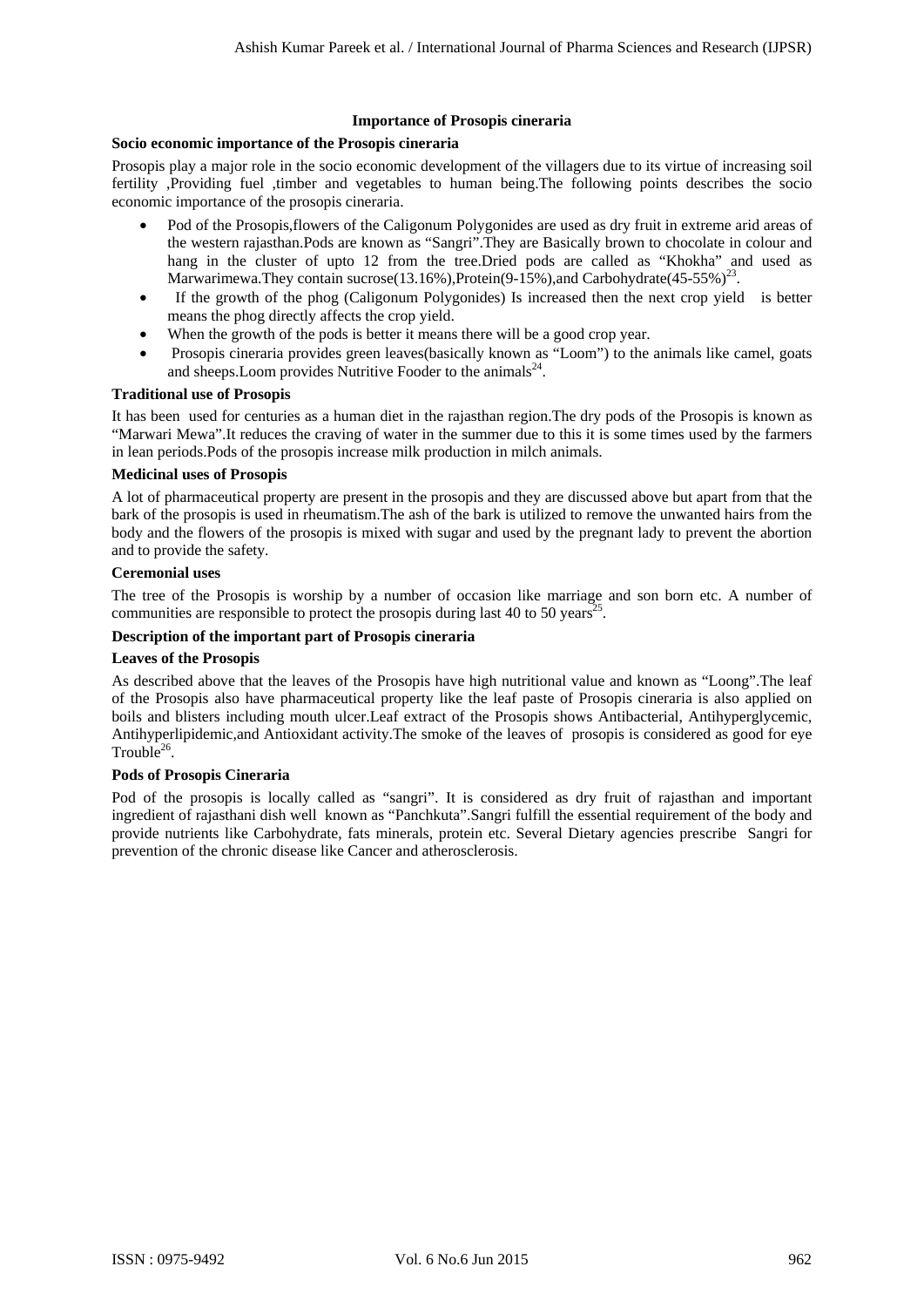## Importance of Prosopis cineraria

### Socio economic importance of the Prosopis cineraria

Prosopis play a major role in the socio economic development of the villagers due to its virtue of increasing soil fertility ,Providing fuel ,timber and vegetables to human being.The following points describes the socio economic importance of the prosopis cineraria.

- Pod of the Prosopis,flowers of the Caligonum Polygonides are used as dry fruit in extreme arid areas of the western rajasthan.Pods are known as "Sangri".They are Basically brown to chocolate in colour and hang in the cluster of upto 12 from the tree.Dried pods are called as "Khokha" and used as Marwarimewa.They contain sucrose(13.16%),Protein(9-15%),and Carbohydrate(45-55%)[23].
- If the growth of the phog (Caligonum Polygonides) Is increased then the next crop yield is better means the phog directly affects the crop yield.
- When the growth of the pods is better it means there will be a good crop year.
- Prosopis cineraria provides green leaves(basically known as "Loom") to the animals like camel, goats and sheeps.Loom provides Nutritive Fooder to the animals[24].

### Traditional use of Prosopis

It has been used for centuries as a human diet in the rajasthan region.The dry pods of the Prosopis is known as "Marwari Mewa".It reduces the craving of water in the summer due to this it is some times used by the farmers in lean periods.Pods of the prosopis increase milk production in milch animals.

### Medicinal uses of Prosopis

A lot of pharmaceutical property are present in the prosopis and they are discussed above but apart from that the bark of the prosopis is used in rheumatism.The ash of the bark is utilized to remove the unwanted hairs from the body and the flowers of the prosopis is mixed with sugar and used by the pregnant lady to prevent the abortion and to provide the safety.

### Ceremonial uses

The tree of the Prosopis is worship by a number of occasion like marriage and son born etc. A number of communities are responsible to protect the prosopis during last 40 to 50 years[25].

### Description of the important part of Prosopis cineraria

### Leaves of the Prosopis

As described above that the leaves of the Prosopis have high nutritional value and known as "Loong".The leaf of the Prosopis also have pharmaceutical property like the leaf paste of Prosopis cineraria is also applied on boils and blisters including mouth ulcer.Leaf extract of the Prosopis shows Antibacterial, Antihyperglycemic, Antihyperlipidemic,and Antioxidant activity.The smoke of the leaves of prosopis is considered as good for eye Trouble[26].

### Pods of Prosopis Cineraria

Pod of the prosopis is locally called as "sangri". It is considered as dry fruit of rajasthan and important ingredient of rajasthani dish well known as "Panchkuta".Sangri fulfill the essential requirement of the body and provide nutrients like Carbohydrate, fats minerals, protein etc. Several Dietary agencies prescribe Sangri for prevention of the chronic disease like Cancer and atherosclerosis.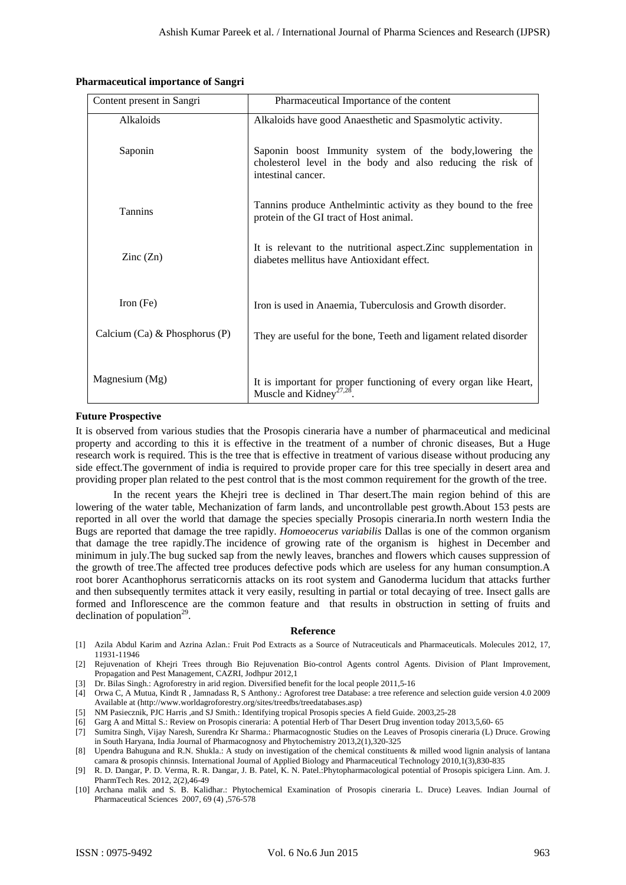**Pharmaceutical importance of Sangri**

| Content present in Sangri | Pharmaceutical Importance of the content |
|---|---|
| Alkaloids | Alkaloids have good Anaesthetic and Spasmolytic activity. |
| Saponin | Saponin boost Immunity system of the body,lowering the cholesterol level in the body and also reducing the risk of intestinal cancer. |
| Tannins | Tannins produce Anthelmintic activity as they bound to the free protein of the GI tract of Host animal. |
| Zinc (Zn) | It is relevant to the nutritional aspect.Zinc supplementation in diabetes mellitus have Antioxidant effect. |
| Iron (Fe) | Iron is used in Anaemia, Tuberculosis and Growth disorder. |
| Calcium (Ca) & Phosphorus (P) | They are useful for the bone, Teeth and ligament related disorder |
| Magnesium (Mg) | It is important for proper functioning of every organ like Heart, Muscle and Kidney[27,28]. |

**Future Prospective**

It is observed from various studies that the Prosopis cineraria have a number of pharmaceutical and medicinal property and according to this it is effective in the treatment of a number of chronic diseases, But a Huge research work is required. This is the tree that is effective in treatment of various disease without producing any side effect.The government of india is required to provide proper care for this tree specially in desert area and providing proper plan related to the pest control that is the most common requirement for the growth of the tree.

In the recent years the Khejri tree is declined in Thar desert.The main region behind of this are lowering of the water table, Mechanization of farm lands, and uncontrollable pest growth.About 153 pests are reported in all over the world that damage the species specially Prosopis cineraria.In north western India the Bugs are reported that damage the tree rapidly. *Homoeocerus variabilis* Dallas is one of the common organism that damage the tree rapidly.The incidence of growing rate of the organism is highest in December and minimum in july.The bug sucked sap from the newly leaves, branches and flowers which causes suppression of the growth of tree.The affected tree produces defective pods which are useless for any human consumption.A root borer Acanthophorus serraticornis attacks on its root system and Ganoderma lucidum that attacks further and then subsequently termites attack it very easily, resulting in partial or total decaying of tree. Insect galls are formed and Inflorescence are the common feature and that results in obstruction in setting of fruits and declination of population[29].

**Reference**

[1] Azila Abdul Karim and Azrina Azlan.: Fruit Pod Extracts as a Source of Nutraceuticals and Pharmaceuticals. Molecules 2012, 17, 11931-11946

[2] Rejuvenation of Khejri Trees through Bio Rejuvenation Bio-control Agents control Agents. Division of Plant Improvement, Propagation and Pest Management, CAZRI, Jodhpur 2012,1

[3] Dr. Bilas Singh.: Agroforestry in arid region. Diversified benefit for the local people 2011,5-16

[4] Orwa C, A Mutua, Kindt R , Jamnadass R, S Anthony.: Agroforest tree Database: a tree reference and selection guide version 4.0 2009 Available at (http://www.worldagroforestry.org/sites/treedbs/treedatabases.asp)

[5] NM Pasiecznik, PJC Harris ,and SJ Smith.: Identifying tropical Prosopis species A field Guide. 2003,25-28

[6] Garg A and Mittal S.: Review on Prosopis cineraria: A potential Herb of Thar Desert Drug invention today 2013,5,60- 65

[7] Sumitra Singh, Vijay Naresh, Surendra Kr Sharma.: Pharmacognostic Studies on the Leaves of Prosopis cineraria (L) Druce. Growing in South Haryana, India Journal of Pharmacognosy and Phytochemistry 2013,2(1),320-325

[8] Upendra Bahuguna and R.N. Shukla.: A study on investigation of the chemical constituents & milled wood lignin analysis of lantana camara & prosopis chinnsis. International Journal of Applied Biology and Pharmaceutical Technology 2010,1(3),830-835

[9] R. D. Dangar, P. D. Verma, R. R. Dangar, J. B. Patel, K. N. Patel.:Phytopharmacological potential of Prosopis spicigera Linn. Am. J. PharmTech Res. 2012, 2(2),46-49

[10] Archana malik and S. B. Kalidhar.: Phytochemical Examination of Prosopis cineraria L. Druce) Leaves. Indian Journal of Pharmaceutical Sciences 2007, 69 (4) ,576-578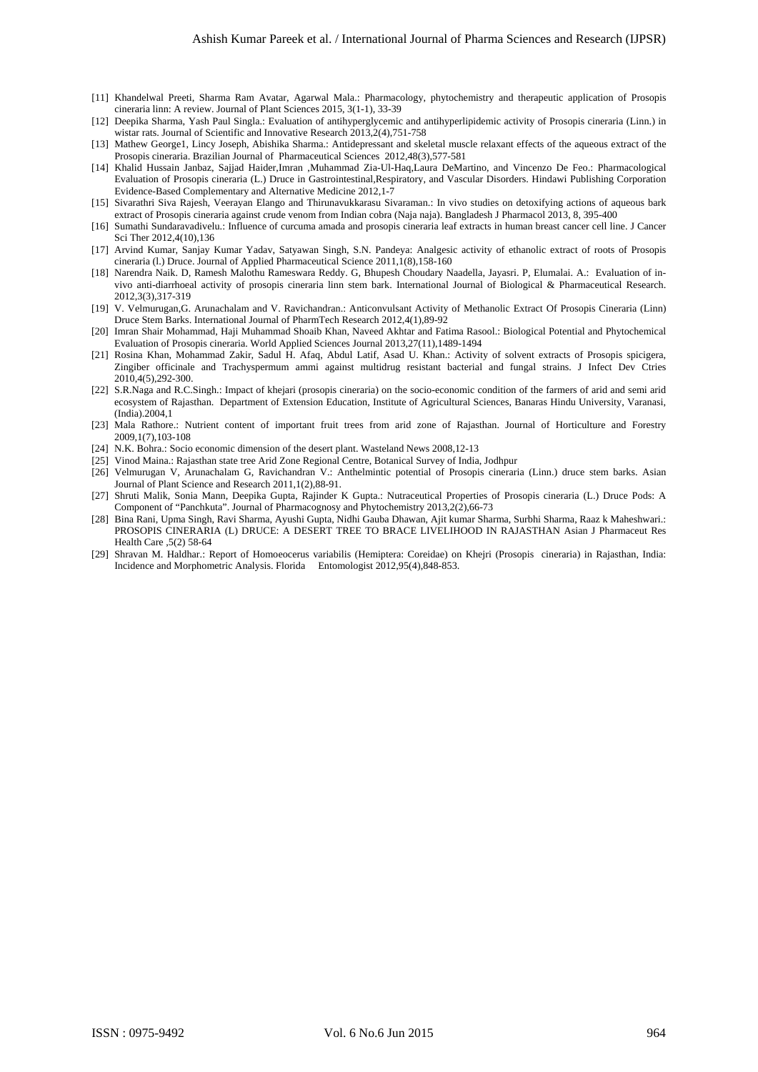[11] Khandelwal Preeti, Sharma Ram Avatar, Agarwal Mala.: Pharmacology, phytochemistry and therapeutic application of Prosopis cineraria linn: A review. Journal of Plant Sciences 2015, 3(1-1), 33-39

[12] Deepika Sharma, Yash Paul Singla.: Evaluation of antihyperglycemic and antihyperlipidemic activity of Prosopis cineraria (Linn.) in wistar rats. Journal of Scientific and Innovative Research 2013,2(4),751-758

[13] Mathew George1, Lincy Joseph, Abishika Sharma.: Antidepressant and skeletal muscle relaxant effects of the aqueous extract of the Prosopis cineraria. Brazilian Journal of Pharmaceutical Sciences 2012,48(3),577-581

[14] Khalid Hussain Janbaz, Sajjad Haider,Imran ,Muhammad Zia-Ul-Haq,Laura DeMartino, and Vincenzo De Feo.: Pharmacological Evaluation of Prosopis cineraria (L.) Druce in Gastrointestinal,Respiratory, and Vascular Disorders. Hindawi Publishing Corporation Evidence-Based Complementary and Alternative Medicine 2012,1-7

[15] Sivarathri Siva Rajesh, Veerayan Elango and Thirunavukkarasu Sivaraman.: In vivo studies on detoxifying actions of aqueous bark extract of Prosopis cineraria against crude venom from Indian cobra (Naja naja). Bangladesh J Pharmacol 2013, 8, 395-400

[16] Sumathi Sundaravadivelu.: Influence of curcuma amada and prosopis cineraria leaf extracts in human breast cancer cell line. J Cancer Sci Ther 2012,4(10),136

[17] Arvind Kumar, Sanjay Kumar Yadav, Satyawan Singh, S.N. Pandeya: Analgesic activity of ethanolic extract of roots of Prosopis cineraria (l.) Druce. Journal of Applied Pharmaceutical Science 2011,1(8),158-160

[18] Narendra Naik. D, Ramesh Malothu Rameswara Reddy. G, Bhupesh Choudary Naadella, Jayasri. P, Elumalai. A.: Evaluation of in-vivo anti-diarrhoeal activity of prosopis cineraria linn stem bark. International Journal of Biological & Pharmaceutical Research. 2012,3(3),317-319

[19] V. Velmurugan,G. Arunachalam and V. Ravichandran.: Anticonvulsant Activity of Methanolic Extract Of Prosopis Cineraria (Linn) Druce Stem Barks. International Journal of PharmTech Research 2012,4(1),89-92

[20] Imran Shair Mohammad, Haji Muhammad Shoaib Khan, Naveed Akhtar and Fatima Rasool.: Biological Potential and Phytochemical Evaluation of Prosopis cineraria. World Applied Sciences Journal 2013,27(11),1489-1494

[21] Rosina Khan, Mohammad Zakir, Sadul H. Afaq, Abdul Latif, Asad U. Khan.: Activity of solvent extracts of Prosopis spicigera, Zingiber officinale and Trachyspermum ammi against multidrug resistant bacterial and fungal strains. J Infect Dev Ctries 2010,4(5),292-300.

[22] S.R.Naga and R.C.Singh.: Impact of khejari (prosopis cineraria) on the socio-economic condition of the farmers of arid and semi arid ecosystem of Rajasthan. Department of Extension Education, Institute of Agricultural Sciences, Banaras Hindu University, Varanasi, (India).2004,1

[23] Mala Rathore.: Nutrient content of important fruit trees from arid zone of Rajasthan. Journal of Horticulture and Forestry 2009,1(7),103-108

[24] N.K. Bohra.: Socio economic dimension of the desert plant. Wasteland News 2008,12-13

[25] Vinod Maina.: Rajasthan state tree Arid Zone Regional Centre, Botanical Survey of India, Jodhpur

[26] Velmurugan V, Arunachalam G, Ravichandran V.: Anthelmintic potential of Prosopis cineraria (Linn.) druce stem barks. Asian Journal of Plant Science and Research 2011,1(2),88-91.

[27] Shruti Malik, Sonia Mann, Deepika Gupta, Rajinder K Gupta.: Nutraceutical Properties of Prosopis cineraria (L.) Druce Pods: A Component of "Panchkuta". Journal of Pharmacognosy and Phytochemistry 2013,2(2),66-73

[28] Bina Rani, Upma Singh, Ravi Sharma, Ayushi Gupta, Nidhi Gauba Dhawan, Ajit kumar Sharma, Surbhi Sharma, Raaz k Maheshwari.: PROSOPIS CINERARIA (L) DRUCE: A DESERT TREE TO BRACE LIVELIHOOD IN RAJASTHAN Asian J Pharmaceut Res Health Care ,5(2) 58-64

[29] Shravan M. Haldhar.: Report of Homoeocerus variabilis (Hemiptera: Coreidae) on Khejri (Prosopis cineraria) in Rajasthan, India: Incidence and Morphometric Analysis. Florida Entomologist 2012,95(4),848-853.